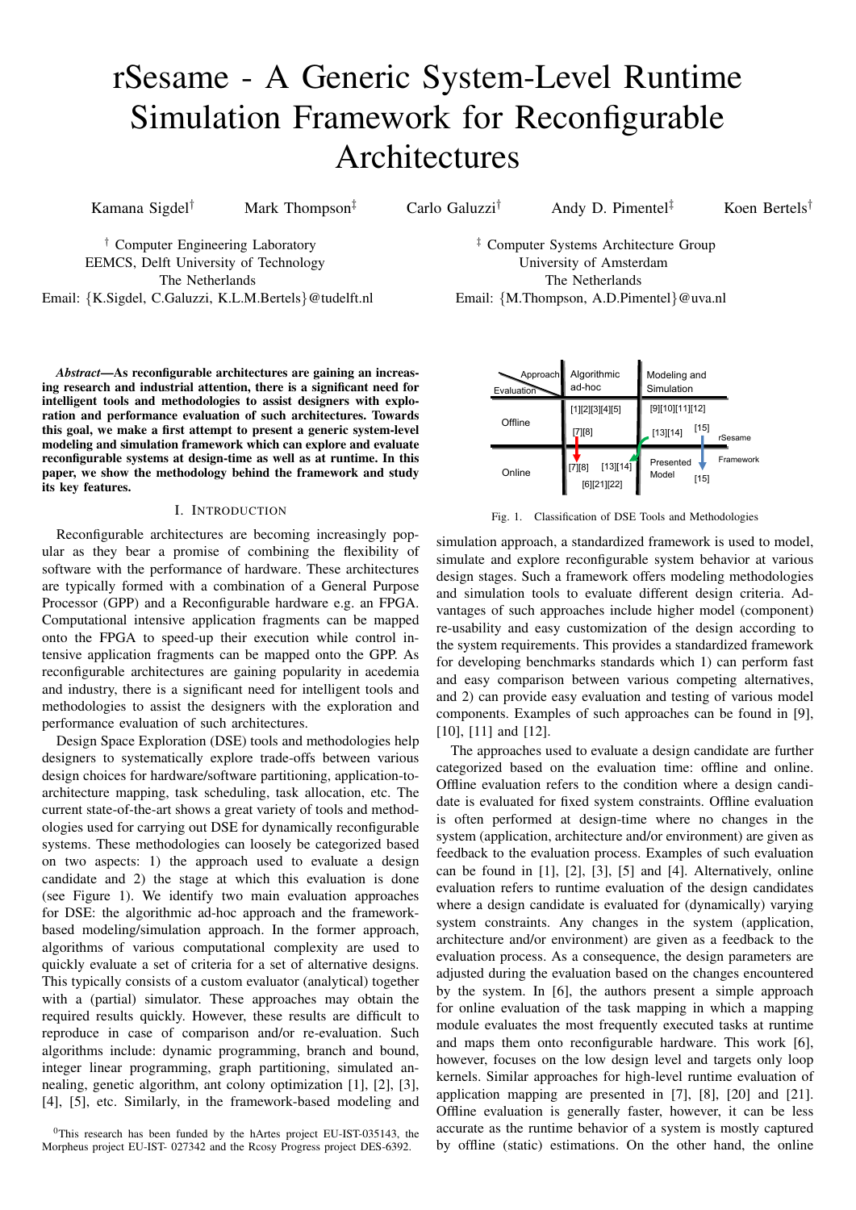# rSesame - A Generic System-Level Runtime Simulation Framework for Reconfigurable Architectures

Kamana Sigdel†, Mark Thompson‡, Carlo Galuzzi†, Andy D. Pimentel‡, Koen Bertels†

† Computer Engineering Laboratory
EEMCS, Delft University of Technology
The Netherlands
Email: {K.Sigdel, C.Galuzzi, K.L.M.Bertels}@tudelft.nl

‡ Computer Systems Architecture Group
University of Amsterdam
The Netherlands
Email: {M.Thompson, A.D.Pimentel}@uva.nl

***Abstract*—As reconfigurable architectures are gaining an increasing research and industrial attention, there is a significant need for intelligent tools and methodologies to assist designers with exploration and performance evaluation of such architectures. Towards this goal, we make a first attempt to present a generic system-level modeling and simulation framework which can explore and evaluate reconfigurable systems at design-time as well as at runtime. In this paper, we show the methodology behind the framework and study its key features.**

## I. Introduction

Reconfigurable architectures are becoming increasingly popular as they bear a promise of combining the flexibility of software with the performance of hardware. These architectures are typically formed with a combination of a General Purpose Processor (GPP) and a Reconfigurable hardware e.g. an FPGA. Computational intensive application fragments can be mapped onto the FPGA to speed-up their execution while control intensive application fragments can be mapped onto the GPP. As reconfigurable architectures are gaining popularity in acedemia and industry, there is a significant need for intelligent tools and methodologies to assist the designers with the exploration and performance evaluation of such architectures.

Design Space Exploration (DSE) tools and methodologies help designers to systematically explore trade-offs between various design choices for hardware/software partitioning, application-to-architecture mapping, task scheduling, task allocation, etc. The current state-of-the-art shows a great variety of tools and methodologies used for carrying out DSE for dynamically reconfigurable systems. These methodologies can loosely be categorized based on two aspects: 1) the approach used to evaluate a design candidate and 2) the stage at which this evaluation is done (see Figure 1). We identify two main evaluation approaches for DSE: the algorithmic ad-hoc approach and the framework-based modeling/simulation approach. In the former approach, algorithms of various computational complexity are used to quickly evaluate a set of criteria for a set of alternative designs. This typically consists of a custom evaluator (analytical) together with a (partial) simulator. These approaches may obtain the required results quickly. However, these results are difficult to reproduce in case of comparison and/or re-evaluation. Such algorithms include: dynamic programming, branch and bound, integer linear programming, graph partitioning, simulated annealing, genetic algorithm, ant colony optimization [1], [2], [3], [4], [5], etc. Similarly, in the framework-based modeling and simulation approach, a standardized framework is used to model, simulate and explore reconfigurable system behavior at various design stages. Such a framework offers modeling methodologies and simulation tools to evaluate different design criteria. Advantages of such approaches include higher model (component) re-usability and easy customization of the design according to the system requirements. This provides a standardized framework for developing benchmarks standards which 1) can perform fast and easy comparison between various competing alternatives, and 2) can provide easy evaluation and testing of various model components. Examples of such approaches can be found in [9], [10], [11] and [12].

Approach / Evaluation
Algorithmic ad-hoc
Modeling and Simulation
Offline
[1][2][3][4][5]
[7][8]
[9][10][11][12]
[13][14]
[15]
rSesame Framework
Online
[7][8]
[13][14]
[6][21][22]
Presented Model
[15]

Fig. 1. Classification of DSE Tools and Methodologies

The approaches used to evaluate a design candidate are further categorized based on the evaluation time: offline and online. Offline evaluation refers to the condition where a design candidate is evaluated for fixed system constraints. Offline evaluation is often performed at design-time where no changes in the system (application, architecture and/or environment) are given as feedback to the evaluation process. Examples of such evaluation can be found in [1], [2], [3], [5] and [4]. Alternatively, online evaluation refers to runtime evaluation of the design candidates where a design candidate is evaluated for (dynamically) varying system constraints. Any changes in the system (application, architecture and/or environment) are given as a feedback to the evaluation process. As a consequence, the design parameters are adjusted during the evaluation based on the changes encountered by the system. In [6], the authors present a simple approach for online evaluation of the task mapping in which a mapping module evaluates the most frequently executed tasks at runtime and maps them onto reconfigurable hardware. This work [6], however, focuses on the low design level and targets only loop kernels. Similar approaches for high-level runtime evaluation of application mapping are presented in [7], [8], [20] and [21]. Offline evaluation is generally faster, however, it can be less accurate as the runtime behavior of a system is mostly captured by offline (static) estimations. On the other hand, the online

[0]This research has been funded by the hArtes project EU-IST-035143, the Morpheus project EU-IST- 027342 and the Rcosy Progress project DES-6392.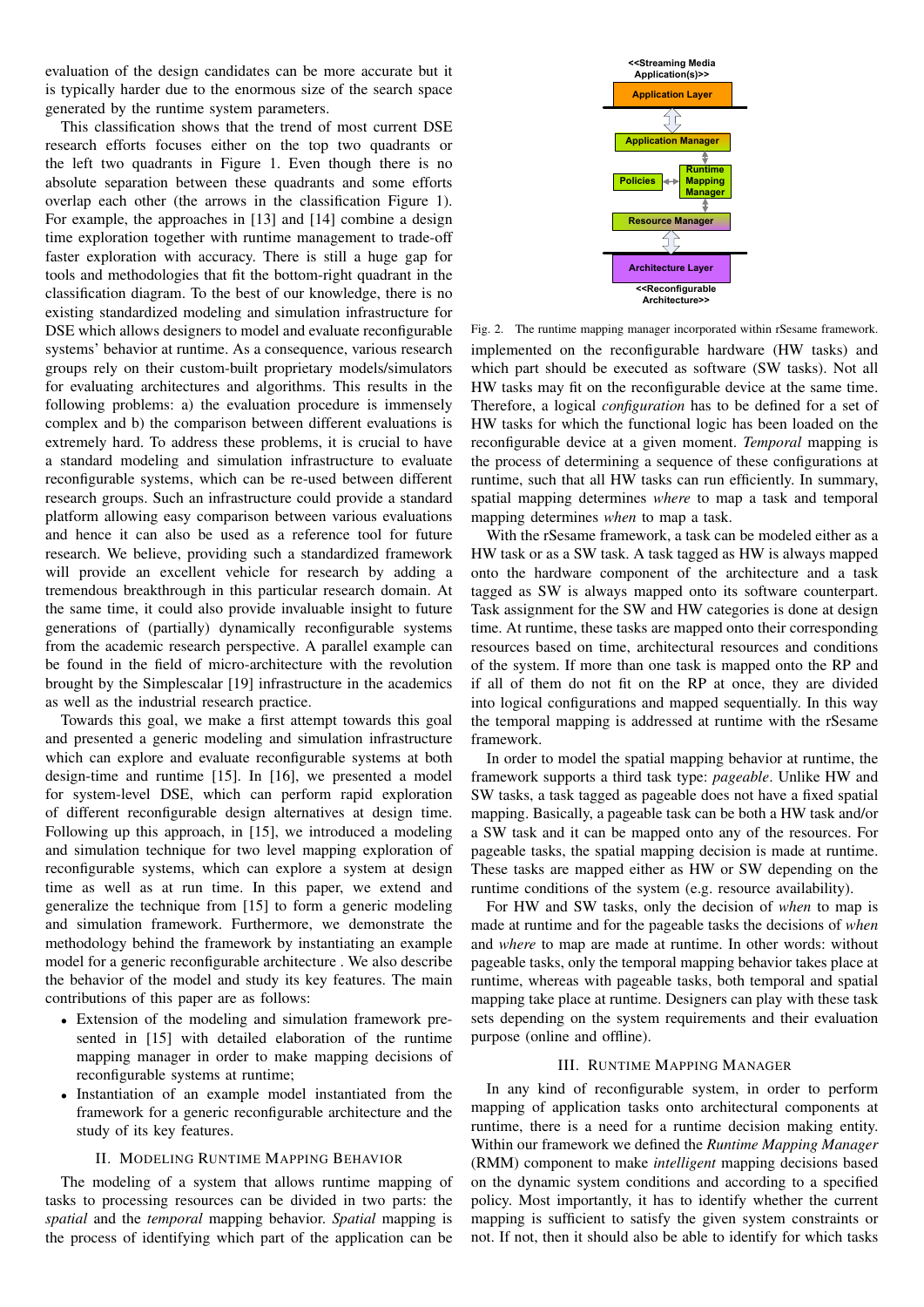evaluation of the design candidates can be more accurate but it is typically harder due to the enormous size of the search space generated by the runtime system parameters.

This classification shows that the trend of most current DSE research efforts focuses either on the top two quadrants or the left two quadrants in Figure 1. Even though there is no absolute separation between these quadrants and some efforts overlap each other (the arrows in the classification Figure 1). For example, the approaches in [13] and [14] combine a design time exploration together with runtime management to trade-off faster exploration with accuracy. There is still a huge gap for tools and methodologies that fit the bottom-right quadrant in the classification diagram. To the best of our knowledge, there is no existing standardized modeling and simulation infrastructure for DSE which allows designers to model and evaluate reconfigurable systems' behavior at runtime. As a consequence, various research groups rely on their custom-built proprietary models/simulators for evaluating architectures and algorithms. This results in the following problems: a) the evaluation procedure is immensely complex and b) the comparison between different evaluations is extremely hard. To address these problems, it is crucial to have a standard modeling and simulation infrastructure to evaluate reconfigurable systems, which can be re-used between different research groups. Such an infrastructure could provide a standard platform allowing easy comparison between various evaluations and hence it can also be used as a reference tool for future research. We believe, providing such a standardized framework will provide an excellent vehicle for research by adding a tremendous breakthrough in this particular research domain. At the same time, it could also provide invaluable insight to future generations of (partially) dynamically reconfigurable systems from the academic research perspective. A parallel example can be found in the field of micro-architecture with the revolution brought by the Simplescalar [19] infrastructure in the academics as well as the industrial research practice.

Towards this goal, we make a first attempt towards this goal and presented a generic modeling and simulation infrastructure which can explore and evaluate reconfigurable systems at both design-time and runtime [15]. In [16], we presented a model for system-level DSE, which can perform rapid exploration of different reconfigurable design alternatives at design time. Following up this approach, in [15], we introduced a modeling and simulation technique for two level mapping exploration of reconfigurable systems, which can explore a system at design time as well as at run time. In this paper, we extend and generalize the technique from [15] to form a generic modeling and simulation framework. Furthermore, we demonstrate the methodology behind the framework by instantiating an example model for a generic reconfigurable architecture . We also describe the behavior of the model and study its key features. The main contributions of this paper are as follows:

- Extension of the modeling and simulation framework presented in [15] with detailed elaboration of the runtime mapping manager in order to make mapping decisions of reconfigurable systems at runtime;
- Instantiation of an example model instantiated from the framework for a generic reconfigurable architecture and the study of its key features.

## II. Modeling Runtime Mapping Behavior

The modeling of a system that allows runtime mapping of tasks to processing resources can be divided in two parts: the *spatial* and the *temporal* mapping behavior. *Spatial* mapping is the process of identifying which part of the application can be implemented on the reconfigurable hardware (HW tasks) and which part should be executed as software (SW tasks). Not all HW tasks may fit on the reconfigurable device at the same time. Therefore, a logical *configuration* has to be defined for a set of HW tasks for which the functional logic has been loaded on the reconfigurable device at a given moment. *Temporal* mapping is the process of determining a sequence of these configurations at runtime, such that all HW tasks can run efficiently. In summary, spatial mapping determines *where* to map a task and temporal mapping determines *when* to map a task.

<<Streaming Media Application(s)>>
Application Layer
Application Manager
Policies
Runtime Mapping Manager
Resource Manager
Architecture Layer
<<Reconfigurable Architecture>>

Fig. 2. The runtime mapping manager incorporated within rSesame framework.

With the rSesame framework, a task can be modeled either as a HW task or as a SW task. A task tagged as HW is always mapped onto the hardware component of the architecture and a task tagged as SW is always mapped onto its software counterpart. Task assignment for the SW and HW categories is done at design time. At runtime, these tasks are mapped onto their corresponding resources based on time, architectural resources and conditions of the system. If more than one task is mapped onto the RP and if all of them do not fit on the RP at once, they are divided into logical configurations and mapped sequentially. In this way the temporal mapping is addressed at runtime with the rSesame framework.

In order to model the spatial mapping behavior at runtime, the framework supports a third task type: *pageable*. Unlike HW and SW tasks, a task tagged as pageable does not have a fixed spatial mapping. Basically, a pageable task can be both a HW task and/or a SW task and it can be mapped onto any of the resources. For pageable tasks, the spatial mapping decision is made at runtime. These tasks are mapped either as HW or SW depending on the runtime conditions of the system (e.g. resource availability).

For HW and SW tasks, only the decision of *when* to map is made at runtime and for the pageable tasks the decisions of *when* and *where* to map are made at runtime. In other words: without pageable tasks, only the temporal mapping behavior takes place at runtime, whereas with pageable tasks, both temporal and spatial mapping take place at runtime. Designers can play with these task sets depending on the system requirements and their evaluation purpose (online and offline).

## III. Runtime Mapping Manager

In any kind of reconfigurable system, in order to perform mapping of application tasks onto architectural components at runtime, there is a need for a runtime decision making entity. Within our framework we defined the *Runtime Mapping Manager* (RMM) component to make *intelligent* mapping decisions based on the dynamic system conditions and according to a specified policy. Most importantly, it has to identify whether the current mapping is sufficient to satisfy the given system constraints or not. If not, then it should also be able to identify for which tasks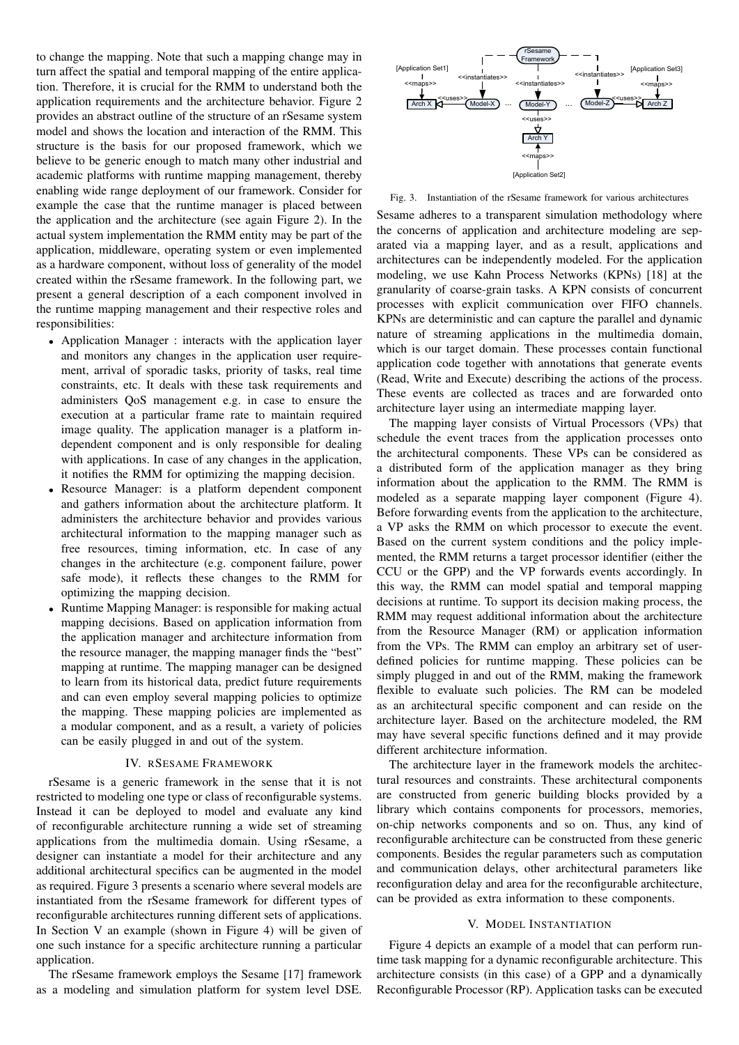to change the mapping. Note that such a mapping change may in turn affect the spatial and temporal mapping of the entire application. Therefore, it is crucial for the RMM to understand both the application requirements and the architecture behavior. Figure 2 provides an abstract outline of the structure of an rSesame system model and shows the location and interaction of the RMM. This structure is the basis for our proposed framework, which we believe to be generic enough to match many other industrial and academic platforms with runtime mapping management, thereby enabling wide range deployment of our framework. Consider for example the case that the runtime manager is placed between the application and the architecture (see again Figure 2). In the actual system implementation the RMM entity may be part of the application, middleware, operating system or even implemented as a hardware component, without loss of generality of the model created within the rSesame framework. In the following part, we present a general description of a each component involved in the runtime mapping management and their respective roles and responsibilities:

- Application Manager : interacts with the application layer and monitors any changes in the application user requirement, arrival of sporadic tasks, priority of tasks, real time constraints, etc. It deals with these task requirements and administers QoS management e.g. in case to ensure the execution at a particular frame rate to maintain required image quality. The application manager is a platform independent component and is only responsible for dealing with applications. In case of any changes in the application, it notifies the RMM for optimizing the mapping decision.
- Resource Manager: is a platform dependent component and gathers information about the architecture platform. It administers the architecture behavior and provides various architectural information to the mapping manager such as free resources, timing information, etc. In case of any changes in the architecture (e.g. component failure, power safe mode), it reflects these changes to the RMM for optimizing the mapping decision.
- Runtime Mapping Manager: is responsible for making actual mapping decisions. Based on application information from the application manager and architecture information from the resource manager, the mapping manager finds the "best" mapping at runtime. The mapping manager can be designed to learn from its historical data, predict future requirements and can even employ several mapping policies to optimize the mapping. These mapping policies are implemented as a modular component, and as a result, a variety of policies can be easily plugged in and out of the system.

## IV. rSesame Framework

rSesame is a generic framework in the sense that it is not restricted to modeling one type or class of reconfigurable systems. Instead it can be deployed to model and evaluate any kind of reconfigurable architecture running a wide set of streaming applications from the multimedia domain. Using rSesame, a designer can instantiate a model for their architecture and any additional architectural specifics can be augmented in the model as required. Figure 3 presents a scenario where several models are instantiated from the rSesame framework for different types of reconfigurable architectures running different sets of applications. In Section V an example (shown in Figure 4) will be given of one such instance for a specific architecture running a particular application.

The rSesame framework employs the Sesame [17] framework as a modeling and simulation platform for system level DSE.

Fig. 3. Instantiation of the rSesame framework for various architectures

Sesame adheres to a transparent simulation methodology where the concerns of application and architecture modeling are separated via a mapping layer, and as a result, applications and architectures can be independently modeled. For the application modeling, we use Kahn Process Networks (KPNs) [18] at the granularity of coarse-grain tasks. A KPN consists of concurrent processes with explicit communication over FIFO channels. KPNs are deterministic and can capture the parallel and dynamic nature of streaming applications in the multimedia domain, which is our target domain. These processes contain functional application code together with annotations that generate events (Read, Write and Execute) describing the actions of the process. These events are collected as traces and are forwarded onto architecture layer using an intermediate mapping layer.

The mapping layer consists of Virtual Processors (VPs) that schedule the event traces from the application processes onto the architectural components. These VPs can be considered as a distributed form of the application manager as they bring information about the application to the RMM. The RMM is modeled as a separate mapping layer component (Figure 4). Before forwarding events from the application to the architecture, a VP asks the RMM on which processor to execute the event. Based on the current system conditions and the policy implemented, the RMM returns a target processor identifier (either the CCU or the GPP) and the VP forwards events accordingly. In this way, the RMM can model spatial and temporal mapping decisions at runtime. To support its decision making process, the RMM may request additional information about the architecture from the Resource Manager (RM) or application information from the VPs. The RMM can employ an arbitrary set of user-defined policies for runtime mapping. These policies can be simply plugged in and out of the RMM, making the framework flexible to evaluate such policies. The RM can be modeled as an architectural specific component and can reside on the architecture layer. Based on the architecture modeled, the RM may have several specific functions defined and it may provide different architecture information.

The architecture layer in the framework models the architectural resources and constraints. These architectural components are constructed from generic building blocks provided by a library which contains components for processors, memories, on-chip networks components and so on. Thus, any kind of reconfigurable architecture can be constructed from these generic components. Besides the regular parameters such as computation and communication delays, other architectural parameters like reconfiguration delay and area for the reconfigurable architecture, can be provided as extra information to these components.

## V. Model Instantiation

Figure 4 depicts an example of a model that can perform runtime task mapping for a dynamic reconfigurable architecture. This architecture consists (in this case) of a GPP and a dynamically Reconfigurable Processor (RP). Application tasks can be executed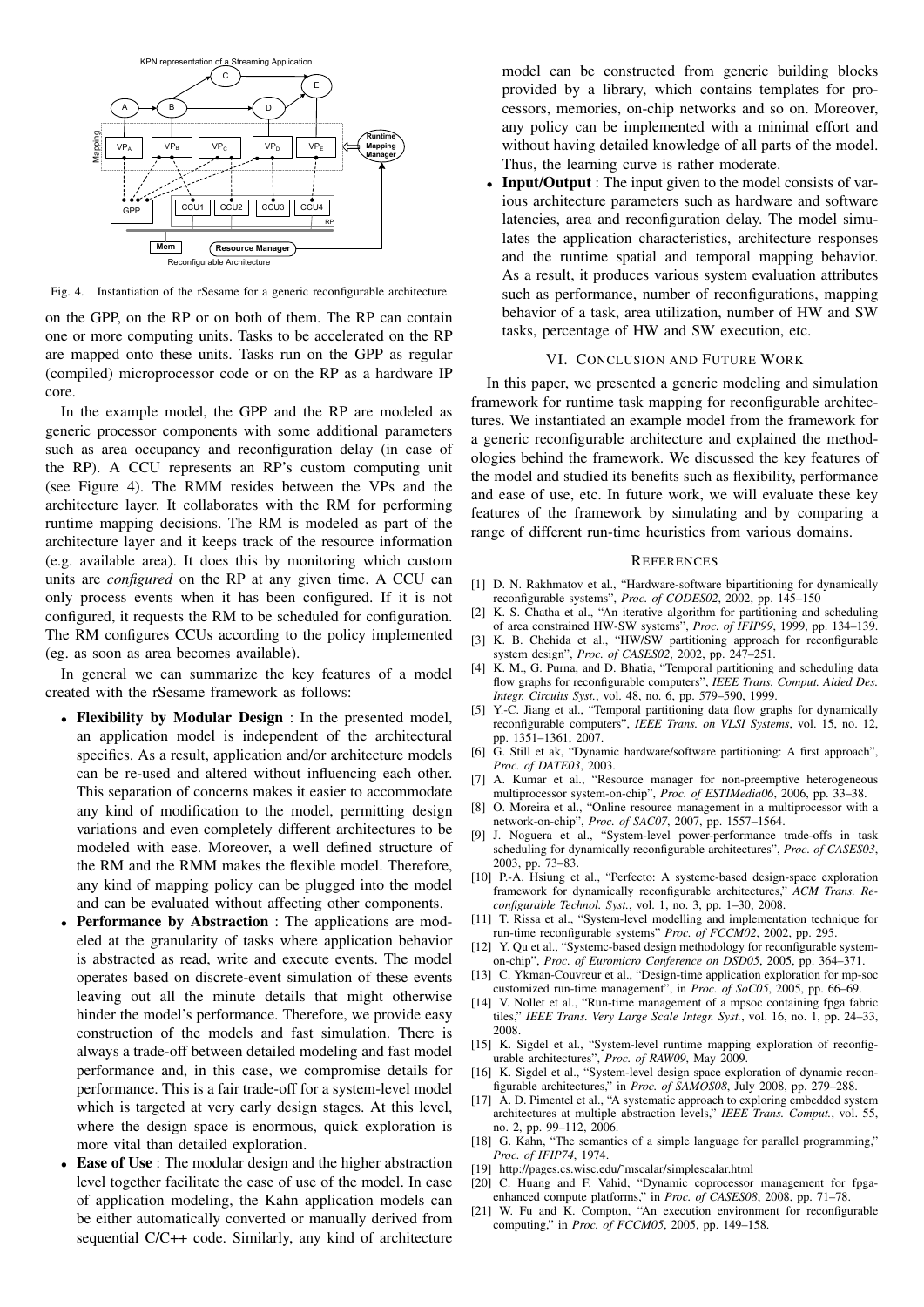KPN representation of a Streaming Application

A
B
C
D
E

Mapping

$VP_A$
$VP_B$
$VP_C$
$VP_D$
$VP_E$

Runtime Mapping Manager

GPP
CCU1
CCU2
CCU3
CCU4
RP

Mem
Resource Manager

Reconfigurable Architecture

Fig. 4. Instantiation of the rSesame for a generic reconfigurable architecture

on the GPP, on the RP or on both of them. The RP can contain one or more computing units. Tasks to be accelerated on the RP are mapped onto these units. Tasks run on the GPP as regular (compiled) microprocessor code or on the RP as a hardware IP core.

In the example model, the GPP and the RP are modeled as generic processor components with some additional parameters such as area occupancy and reconfiguration delay (in case of the RP). A CCU represents an RP's custom computing unit (see Figure 4). The RMM resides between the VPs and the architecture layer. It collaborates with the RM for performing runtime mapping decisions. The RM is modeled as part of the architecture layer and it keeps track of the resource information (e.g. available area). It does this by monitoring which custom units are *configured* on the RP at any given time. A CCU can only process events when it has been configured. If it is not configured, it requests the RM to be scheduled for configuration. The RM configures CCUs according to the policy implemented (eg. as soon as area becomes available).

In general we can summarize the key features of a model created with the rSesame framework as follows:

- **Flexibility by Modular Design** : In the presented model, an application model is independent of the architectural specifics. As a result, application and/or architecture models can be re-used and altered without influencing each other. This separation of concerns makes it easier to accommodate any kind of modification to the model, permitting design variations and even completely different architectures to be modeled with ease. Moreover, a well defined structure of the RM and the RMM makes the flexible model. Therefore, any kind of mapping policy can be plugged into the model and can be evaluated without affecting other components.
- **Performance by Abstraction** : The applications are modeled at the granularity of tasks where application behavior is abstracted as read, write and execute events. The model operates based on discrete-event simulation of these events leaving out all the minute details that might otherwise hinder the model's performance. Therefore, we provide easy construction of the models and fast simulation. There is always a trade-off between detailed modeling and fast model performance and, in this case, we compromise details for performance. This is a fair trade-off for a system-level model which is targeted at very early design stages. At this level, where the design space is enormous, quick exploration is more vital than detailed exploration.
- **Ease of Use** : The modular design and the higher abstraction level together facilitate the ease of use of the model. In case of application modeling, the Kahn application models can be either automatically converted or manually derived from sequential C/C++ code. Similarly, any kind of architecture model can be constructed from generic building blocks provided by a library, which contains templates for processors, memories, on-chip networks and so on. Moreover, any policy can be implemented with a minimal effort and without having detailed knowledge of all parts of the model. Thus, the learning curve is rather moderate.
- **Input/Output** : The input given to the model consists of various architecture parameters such as hardware and software latencies, area and reconfiguration delay. The model simulates the application characteristics, architecture responses and the runtime spatial and temporal mapping behavior. As a result, it produces various system evaluation attributes such as performance, number of reconfigurations, mapping behavior of a task, area utilization, number of HW and SW tasks, percentage of HW and SW execution, etc.

## VI. Conclusion and Future Work

In this paper, we presented a generic modeling and simulation framework for runtime task mapping for reconfigurable architectures. We instantiated an example model from the framework for a generic reconfigurable architecture and explained the methodologies behind the framework. We discussed the key features of the model and studied its benefits such as flexibility, performance and ease of use, etc. In future work, we will evaluate these key features of the framework by simulating and by comparing a range of different run-time heuristics from various domains.

## References

[1] D. N. Rakhmatov et al., "Hardware-software bipartitioning for dynamically reconfigurable systems", *Proc. of CODES02*, 2002, pp. 145–150

[2] K. S. Chatha et al., "An iterative algorithm for partitioning and scheduling of area constrained HW-SW systems", *Proc. of IFIP99*, 1999, pp. 134–139.

[3] K. B. Chehida et al., "HW/SW partitioning approach for reconfigurable system design", *Proc. of CASES02*, 2002, pp. 247–251.

[4] K. M., G. Purna, and D. Bhatia, "Temporal partitioning and scheduling data flow graphs for reconfigurable computers", *IEEE Trans. Comput. Aided Des. Integr. Circuits Syst.*, vol. 48, no. 6, pp. 579–590, 1999.

[5] Y.-C. Jiang et al., "Temporal partitioning data flow graphs for dynamically reconfigurable computers", *IEEE Trans. on VLSI Systems*, vol. 15, no. 12, pp. 1351–1361, 2007.

[6] G. Still et ak, "Dynamic hardware/software partitioning: A first approach", *Proc. of DATE03*, 2003.

[7] A. Kumar et al., "Resource manager for non-preemptive heterogeneous multiprocessor system-on-chip", *Proc. of ESTIMedia06*, 2006, pp. 33–38.

[8] O. Moreira et al., "Online resource management in a multiprocessor with a network-on-chip", *Proc. of SAC07*, 2007, pp. 1557–1564.

[9] J. Noguera et al., "System-level power-performance trade-offs in task scheduling for dynamically reconfigurable architectures", *Proc. of CASES03*, 2003, pp. 73–83.

[10] P.-A. Hsiung et al., "Perfecto: A systemc-based design-space exploration framework for dynamically reconfigurable architectures," *ACM Trans. Reconfigurable Technol. Syst.*, vol. 1, no. 3, pp. 1–30, 2008.

[11] T. Rissa et al., "System-level modelling and implementation technique for run-time reconfigurable systems" *Proc. of FCCM02*, 2002, pp. 295.

[12] Y. Qu et al., "Systemc-based design methodology for reconfigurable system-on-chip", *Proc. of Euromicro Conference on DSD05*, 2005, pp. 364–371.

[13] C. Ykman-Couvreur et al., "Design-time application exploration for mp-soc customized run-time management", in *Proc. of SoC05*, 2005, pp. 66–69.

[14] V. Nollet et al., "Run-time management of a mpsoc containing fpga fabric tiles," *IEEE Trans. Very Large Scale Integr. Syst.*, vol. 16, no. 1, pp. 24–33, 2008.

[15] K. Sigdel et al., "System-level runtime mapping exploration of reconfigurable architectures", *Proc. of RAW09*, May 2009.

[16] K. Sigdel et al., "System-level design space exploration of dynamic reconfigurable architectures," in *Proc. of SAMOS08*, July 2008, pp. 279–288.

[17] A. D. Pimentel et al., "A systematic approach to exploring embedded system architectures at multiple abstraction levels," *IEEE Trans. Comput.*, vol. 55, no. 2, pp. 99–112, 2006.

[18] G. Kahn, "The semantics of a simple language for parallel programming," *Proc. of IFIP74*, 1974.

[19] http://pages.cs.wisc.edu/~mscalar/simplescalar.html

[20] C. Huang and F. Vahid, "Dynamic coprocessor management for fpga-enhanced compute platforms," in *Proc. of CASES08*, 2008, pp. 71–78.

[21] W. Fu and K. Compton, "An execution environment for reconfigurable computing," in *Proc. of FCCM05*, 2005, pp. 149–158.